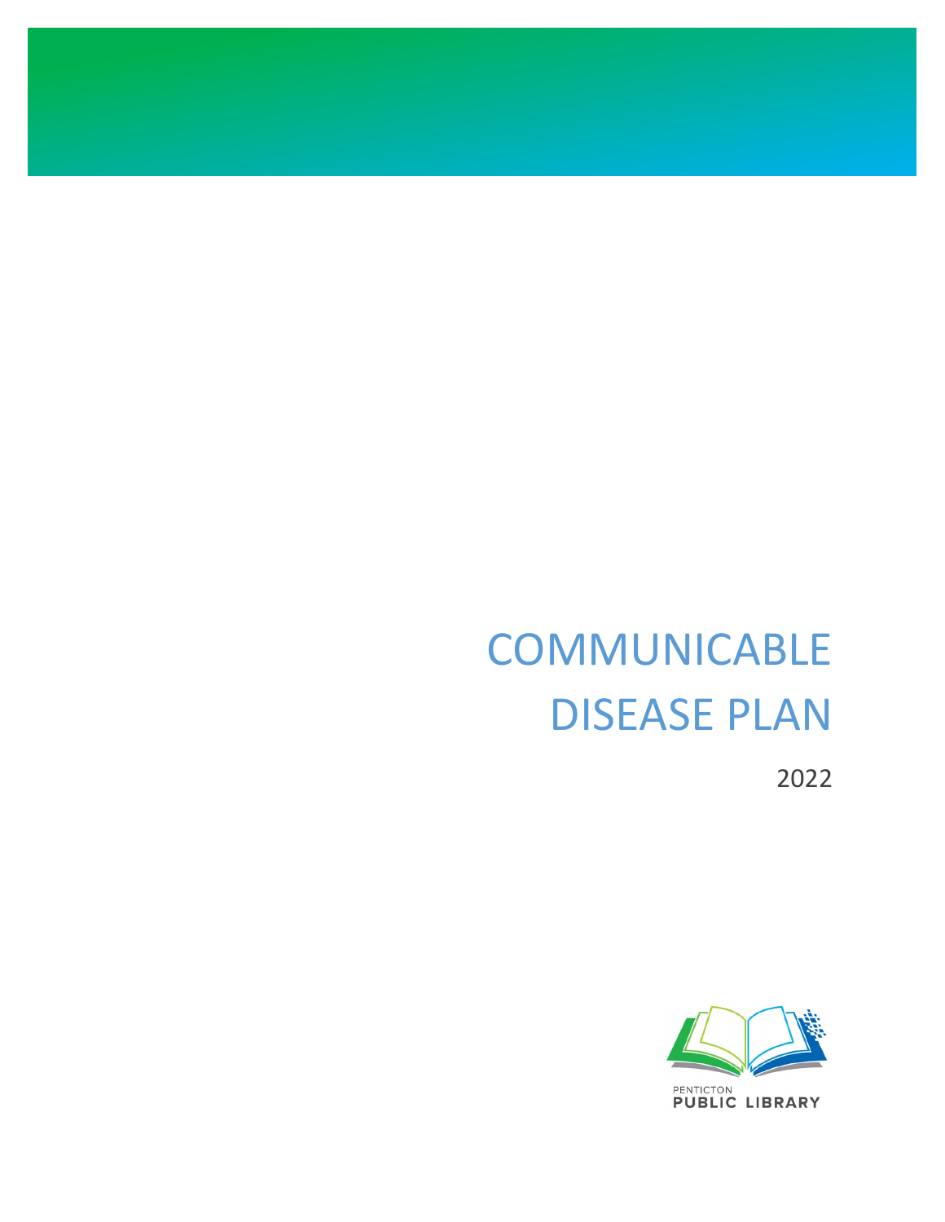# COMMUNICABLE DISEASE PLAN

2022

PENTICTON
PUBLIC LIBRARY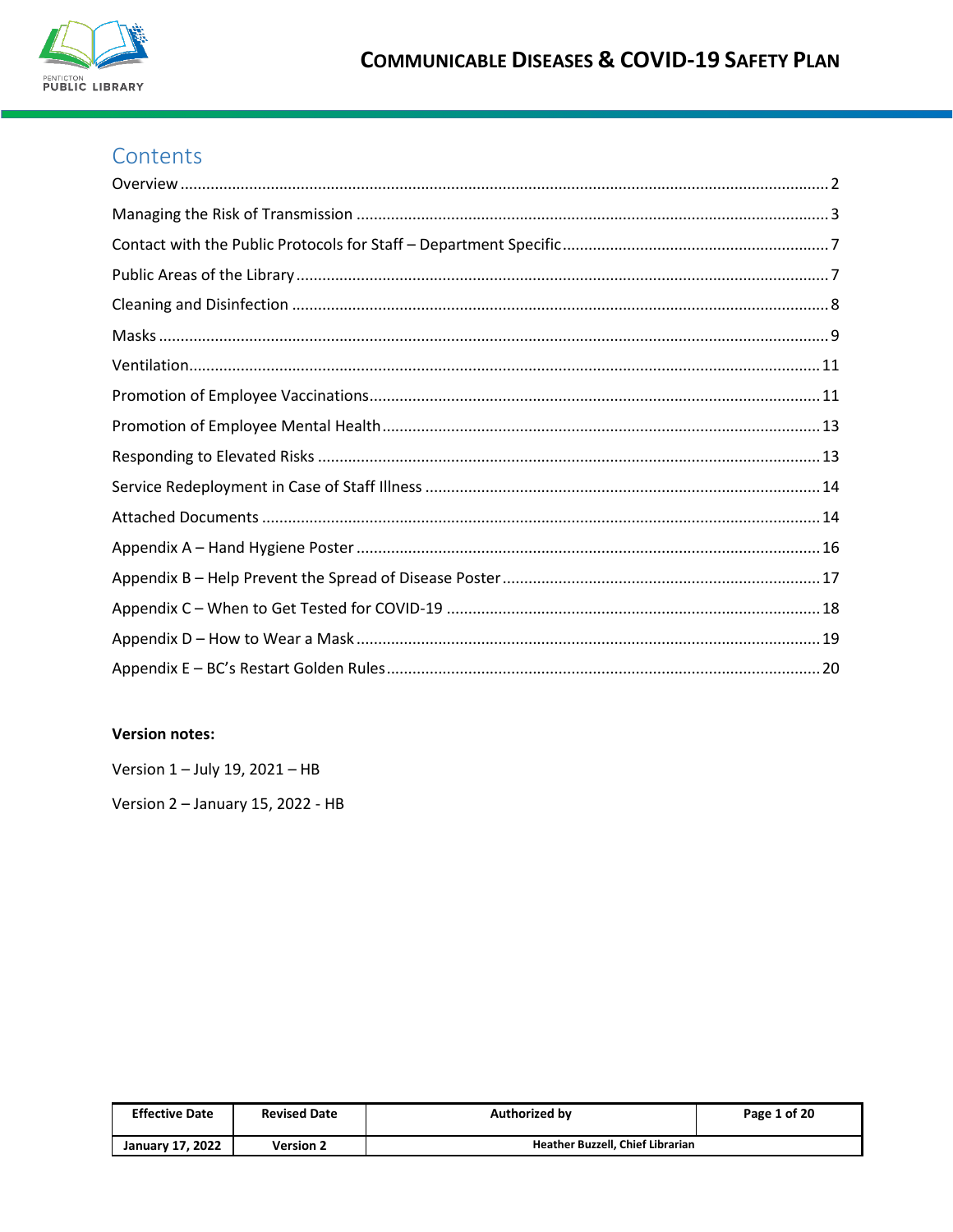# Contents

Overview .... 2
Managing the Risk of Transmission .... 3
Contact with the Public Protocols for Staff – Department Specific .... 7
Public Areas of the Library .... 7
Cleaning and Disinfection .... 8
Masks .... 9
Ventilation .... 11
Promotion of Employee Vaccinations .... 11
Promotion of Employee Mental Health .... 13
Responding to Elevated Risks .... 13
Service Redeployment in Case of Staff Illness .... 14
Attached Documents .... 14
Appendix A – Hand Hygiene Poster .... 16
Appendix B – Help Prevent the Spread of Disease Poster .... 17
Appendix C – When to Get Tested for COVID-19 .... 18
Appendix D – How to Wear a Mask .... 19
Appendix E – BC's Restart Golden Rules .... 20

**Version notes:**

Version 1 – July 19, 2021 – HB

Version 2 – January 15, 2022 - HB

| Effective Date | Revised Date | Authorized by | Page 1 of 20 |
| --- | --- | --- | --- |
| January 17, 2022 | Version 2 | Heather Buzzell, Chief Librarian | |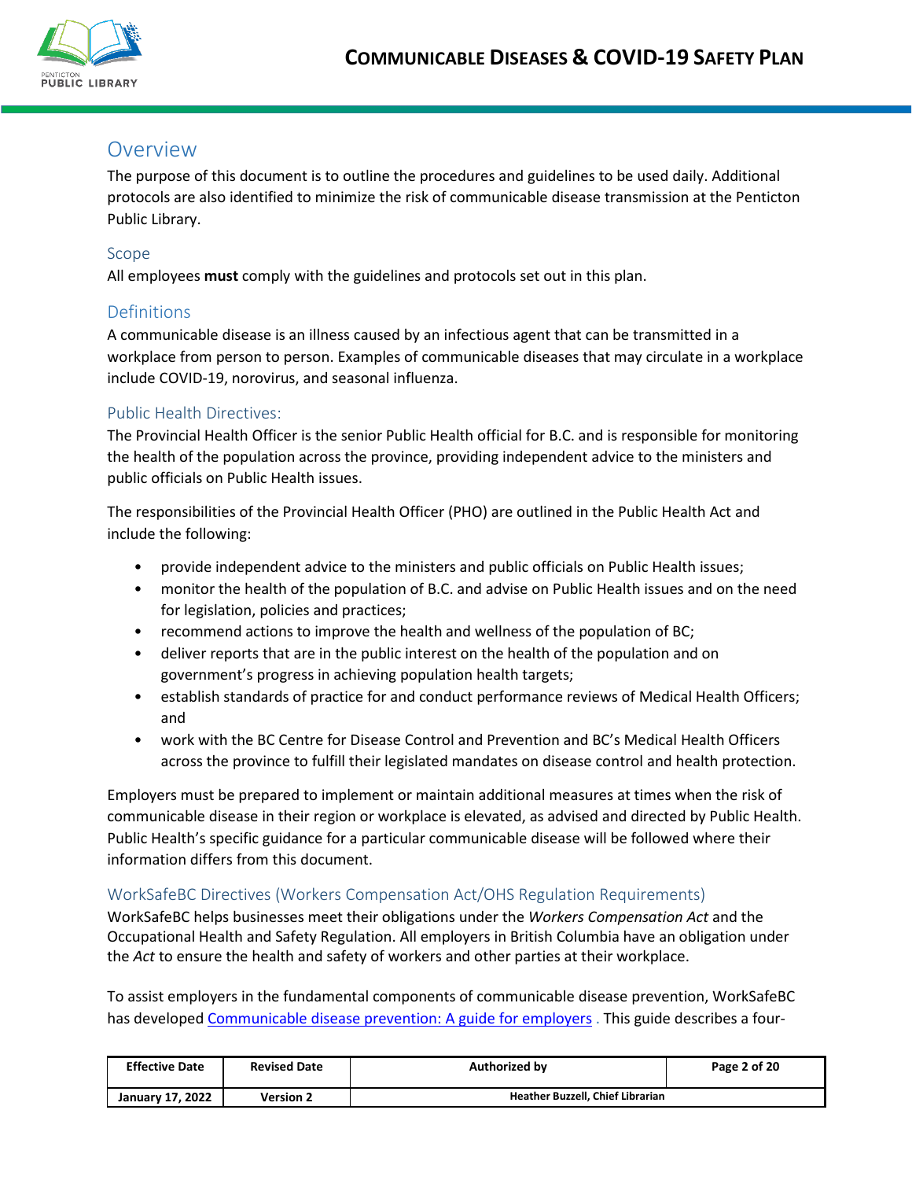## Overview

The purpose of this document is to outline the procedures and guidelines to be used daily. Additional protocols are also identified to minimize the risk of communicable disease transmission at the Penticton Public Library.

### Scope

All employees **must** comply with the guidelines and protocols set out in this plan.

### Definitions

A communicable disease is an illness caused by an infectious agent that can be transmitted in a workplace from person to person. Examples of communicable diseases that may circulate in a workplace include COVID-19, norovirus, and seasonal influenza.

### Public Health Directives:

The Provincial Health Officer is the senior Public Health official for B.C. and is responsible for monitoring the health of the population across the province, providing independent advice to the ministers and public officials on Public Health issues.

The responsibilities of the Provincial Health Officer (PHO) are outlined in the Public Health Act and include the following:

- provide independent advice to the ministers and public officials on Public Health issues;
- monitor the health of the population of B.C. and advise on Public Health issues and on the need for legislation, policies and practices;
- recommend actions to improve the health and wellness of the population of BC;
- deliver reports that are in the public interest on the health of the population and on government's progress in achieving population health targets;
- establish standards of practice for and conduct performance reviews of Medical Health Officers; and
- work with the BC Centre for Disease Control and Prevention and BC's Medical Health Officers across the province to fulfill their legislated mandates on disease control and health protection.

Employers must be prepared to implement or maintain additional measures at times when the risk of communicable disease in their region or workplace is elevated, as advised and directed by Public Health. Public Health's specific guidance for a particular communicable disease will be followed where their information differs from this document.

### WorkSafeBC Directives (Workers Compensation Act/OHS Regulation Requirements)

WorkSafeBC helps businesses meet their obligations under the *Workers Compensation Act* and the Occupational Health and Safety Regulation. All employers in British Columbia have an obligation under the *Act* to ensure the health and safety of workers and other parties at their workplace.

To assist employers in the fundamental components of communicable disease prevention, WorkSafeBC has developed Communicable disease prevention: A guide for employers . This guide describes a four-

| Effective Date | Revised Date | Authorized by |
|---|---|---|
| January 17, 2022 | Version 2 | Heather Buzzell, Chief Librarian |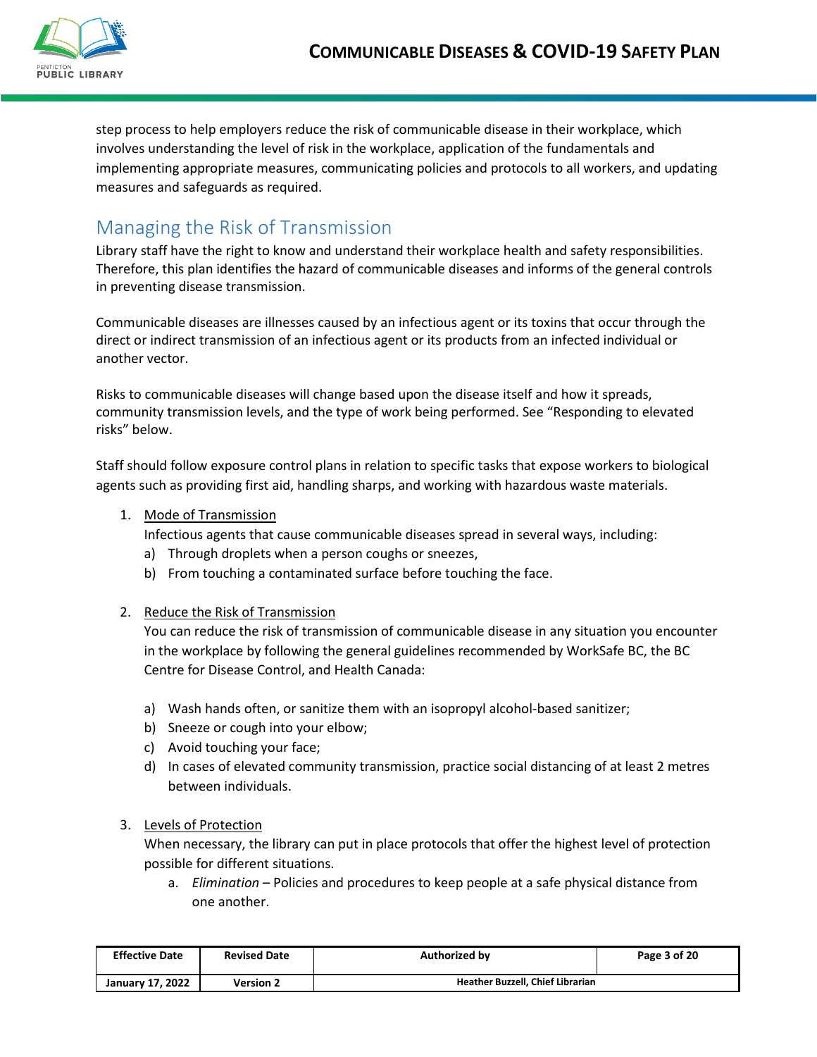step process to help employers reduce the risk of communicable disease in their workplace, which involves understanding the level of risk in the workplace, application of the fundamentals and implementing appropriate measures, communicating policies and protocols to all workers, and updating measures and safeguards as required.

## Managing the Risk of Transmission

Library staff have the right to know and understand their workplace health and safety responsibilities. Therefore, this plan identifies the hazard of communicable diseases and informs of the general controls in preventing disease transmission.

Communicable diseases are illnesses caused by an infectious agent or its toxins that occur through the direct or indirect transmission of an infectious agent or its products from an infected individual or another vector.

Risks to communicable diseases will change based upon the disease itself and how it spreads, community transmission levels, and the type of work being performed. See "Responding to elevated risks" below.

Staff should follow exposure control plans in relation to specific tasks that expose workers to biological agents such as providing first aid, handling sharps, and working with hazardous waste materials.

1. <u>Mode of Transmission</u>
   Infectious agents that cause communicable diseases spread in several ways, including:
   a) Through droplets when a person coughs or sneezes,
   b) From touching a contaminated surface before touching the face.

2. <u>Reduce the Risk of Transmission</u>
   You can reduce the risk of transmission of communicable disease in any situation you encounter in the workplace by following the general guidelines recommended by WorkSafe BC, the BC Centre for Disease Control, and Health Canada:

   a) Wash hands often, or sanitize them with an isopropyl alcohol-based sanitizer;
   b) Sneeze or cough into your elbow;
   c) Avoid touching your face;
   d) In cases of elevated community transmission, practice social distancing of at least 2 metres between individuals.

3. <u>Levels of Protection</u>
   When necessary, the library can put in place protocols that offer the highest level of protection possible for different situations.
   a. *Elimination* – Policies and procedures to keep people at a safe physical distance from one another.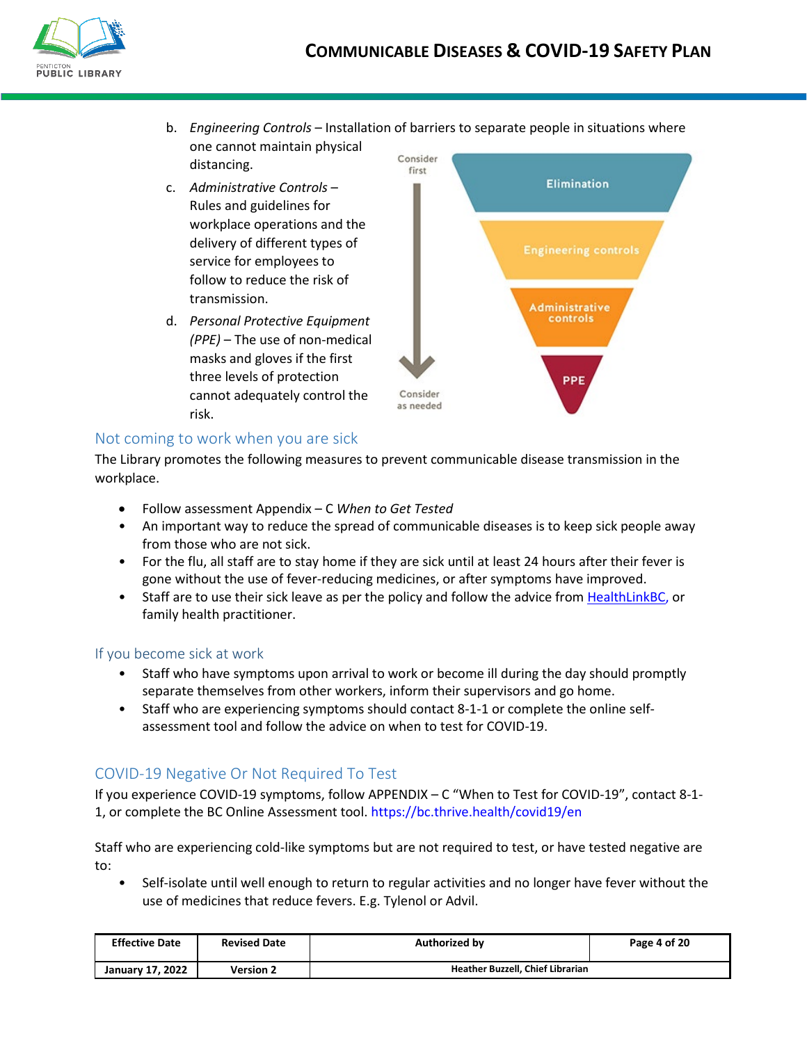b. *Engineering Controls* – Installation of barriers to separate people in situations where one cannot maintain physical distancing.

c. *Administrative Controls* – Rules and guidelines for workplace operations and the delivery of different types of service for employees to follow to reduce the risk of transmission.

d. *Personal Protective Equipment (PPE)* – The use of non-medical masks and gloves if the first three levels of protection cannot adequately control the risk.

Consider first → Consider as needed: Elimination, Engineering controls, Administrative controls, PPE

## Not coming to work when you are sick

The Library promotes the following measures to prevent communicable disease transmission in the workplace.

- Follow assessment Appendix – C *When to Get Tested*
- An important way to reduce the spread of communicable diseases is to keep sick people away from those who are not sick.
- For the flu, all staff are to stay home if they are sick until at least 24 hours after their fever is gone without the use of fever-reducing medicines, or after symptoms have improved.
- Staff are to use their sick leave as per the policy and follow the advice from HealthLinkBC, or family health practitioner.

## If you become sick at work

- Staff who have symptoms upon arrival to work or become ill during the day should promptly separate themselves from other workers, inform their supervisors and go home.
- Staff who are experiencing symptoms should contact 8-1-1 or complete the online self-assessment tool and follow the advice on when to test for COVID-19.

## COVID-19 Negative Or Not Required To Test

If you experience COVID-19 symptoms, follow APPENDIX – C "When to Test for COVID-19", contact 8-1-1, or complete the BC Online Assessment tool. https://bc.thrive.health/covid19/en

Staff who are experiencing cold-like symptoms but are not required to test, or have tested negative are to:

- Self-isolate until well enough to return to regular activities and no longer have fever without the use of medicines that reduce fevers. E.g. Tylenol or Advil.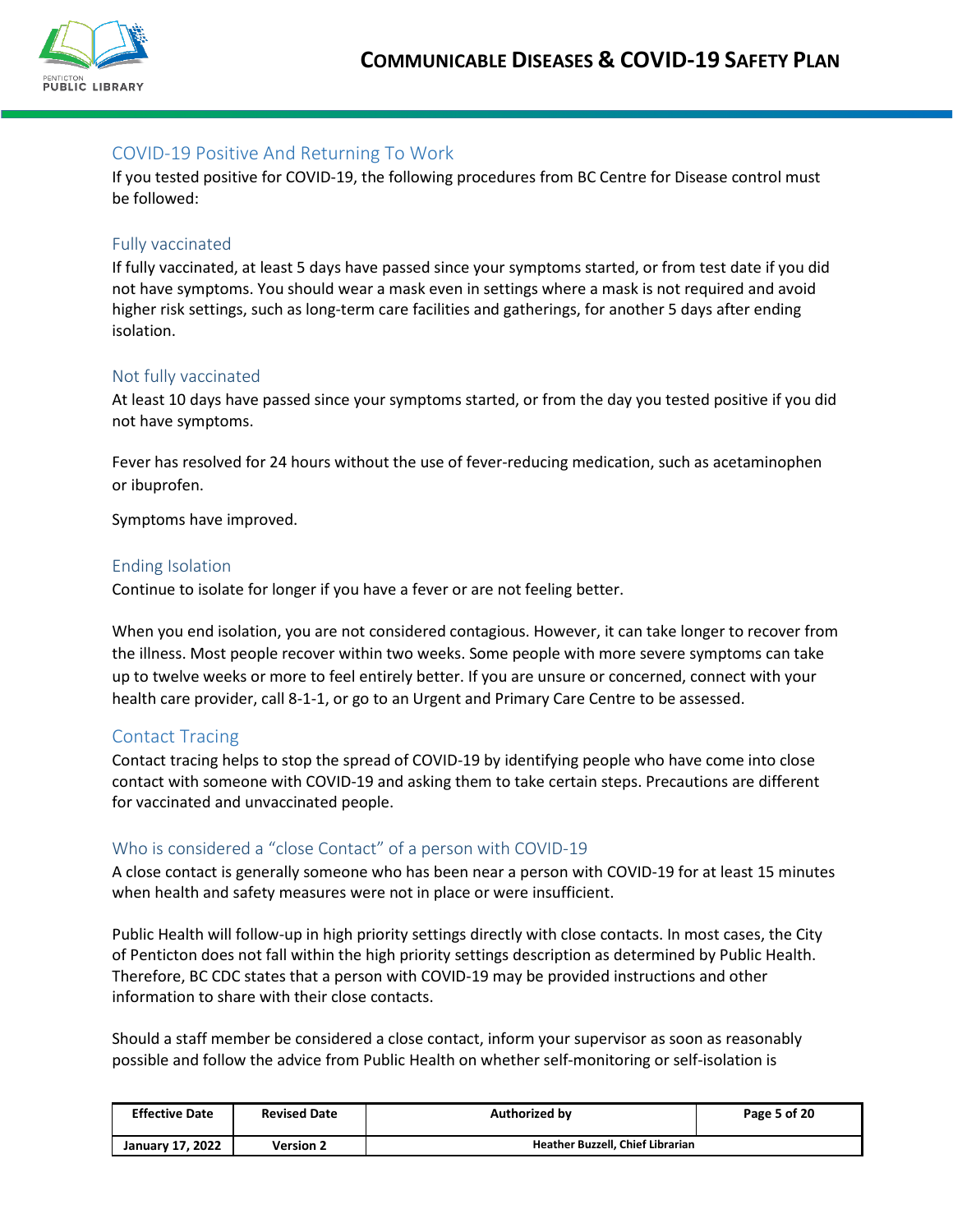## COVID-19 Positive And Returning To Work

If you tested positive for COVID-19, the following procedures from BC Centre for Disease control must be followed:

### Fully vaccinated

If fully vaccinated, at least 5 days have passed since your symptoms started, or from test date if you did not have symptoms. You should wear a mask even in settings where a mask is not required and avoid higher risk settings, such as long-term care facilities and gatherings, for another 5 days after ending isolation.

### Not fully vaccinated

At least 10 days have passed since your symptoms started, or from the day you tested positive if you did not have symptoms.

Fever has resolved for 24 hours without the use of fever-reducing medication, such as acetaminophen or ibuprofen.

Symptoms have improved.

### Ending Isolation

Continue to isolate for longer if you have a fever or are not feeling better.

When you end isolation, you are not considered contagious. However, it can take longer to recover from the illness. Most people recover within two weeks. Some people with more severe symptoms can take up to twelve weeks or more to feel entirely better. If you are unsure or concerned, connect with your health care provider, call 8-1-1, or go to an Urgent and Primary Care Centre to be assessed.

## Contact Tracing

Contact tracing helps to stop the spread of COVID-19 by identifying people who have come into close contact with someone with COVID-19 and asking them to take certain steps. Precautions are different for vaccinated and unvaccinated people.

### Who is considered a "close Contact" of a person with COVID-19

A close contact is generally someone who has been near a person with COVID-19 for at least 15 minutes when health and safety measures were not in place or were insufficient.

Public Health will follow-up in high priority settings directly with close contacts. In most cases, the City of Penticton does not fall within the high priority settings description as determined by Public Health. Therefore, BC CDC states that a person with COVID-19 may be provided instructions and other information to share with their close contacts.

Should a staff member be considered a close contact, inform your supervisor as soon as reasonably possible and follow the advice from Public Health on whether self-monitoring or self-isolation is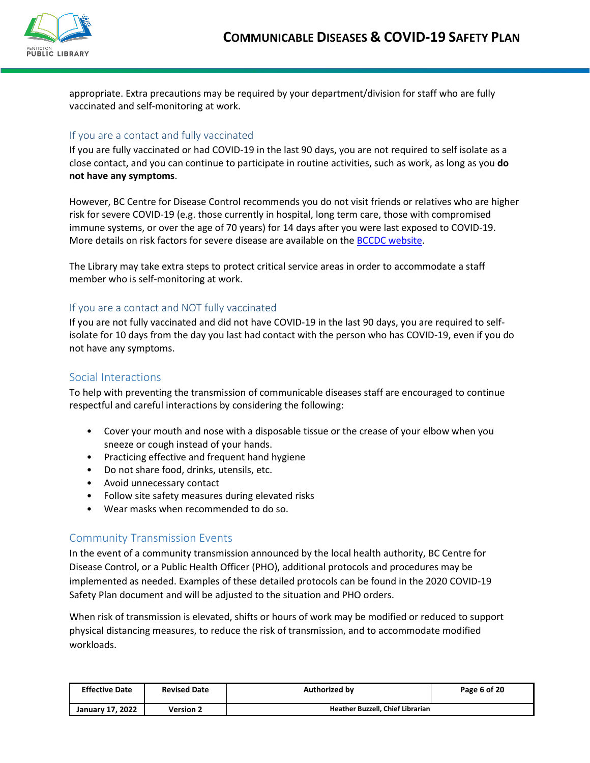appropriate. Extra precautions may be required by your department/division for staff who are fully vaccinated and self-monitoring at work.

### If you are a contact and fully vaccinated

If you are fully vaccinated or had COVID-19 in the last 90 days, you are not required to self isolate as a close contact, and you can continue to participate in routine activities, such as work, as long as you **do not have any symptoms**.

However, BC Centre for Disease Control recommends you do not visit friends or relatives who are higher risk for severe COVID-19 (e.g. those currently in hospital, long term care, those with compromised immune systems, or over the age of 70 years) for 14 days after you were last exposed to COVID-19. More details on risk factors for severe disease are available on the BCCDC website.

The Library may take extra steps to protect critical service areas in order to accommodate a staff member who is self-monitoring at work.

### If you are a contact and NOT fully vaccinated

If you are not fully vaccinated and did not have COVID-19 in the last 90 days, you are required to self-isolate for 10 days from the day you last had contact with the person who has COVID-19, even if you do not have any symptoms.

## Social Interactions

To help with preventing the transmission of communicable diseases staff are encouraged to continue respectful and careful interactions by considering the following:

- Cover your mouth and nose with a disposable tissue or the crease of your elbow when you sneeze or cough instead of your hands.
- Practicing effective and frequent hand hygiene
- Do not share food, drinks, utensils, etc.
- Avoid unnecessary contact
- Follow site safety measures during elevated risks
- Wear masks when recommended to do so.

## Community Transmission Events

In the event of a community transmission announced by the local health authority, BC Centre for Disease Control, or a Public Health Officer (PHO), additional protocols and procedures may be implemented as needed. Examples of these detailed protocols can be found in the 2020 COVID-19 Safety Plan document and will be adjusted to the situation and PHO orders.

When risk of transmission is elevated, shifts or hours of work may be modified or reduced to support physical distancing measures, to reduce the risk of transmission, and to accommodate modified workloads.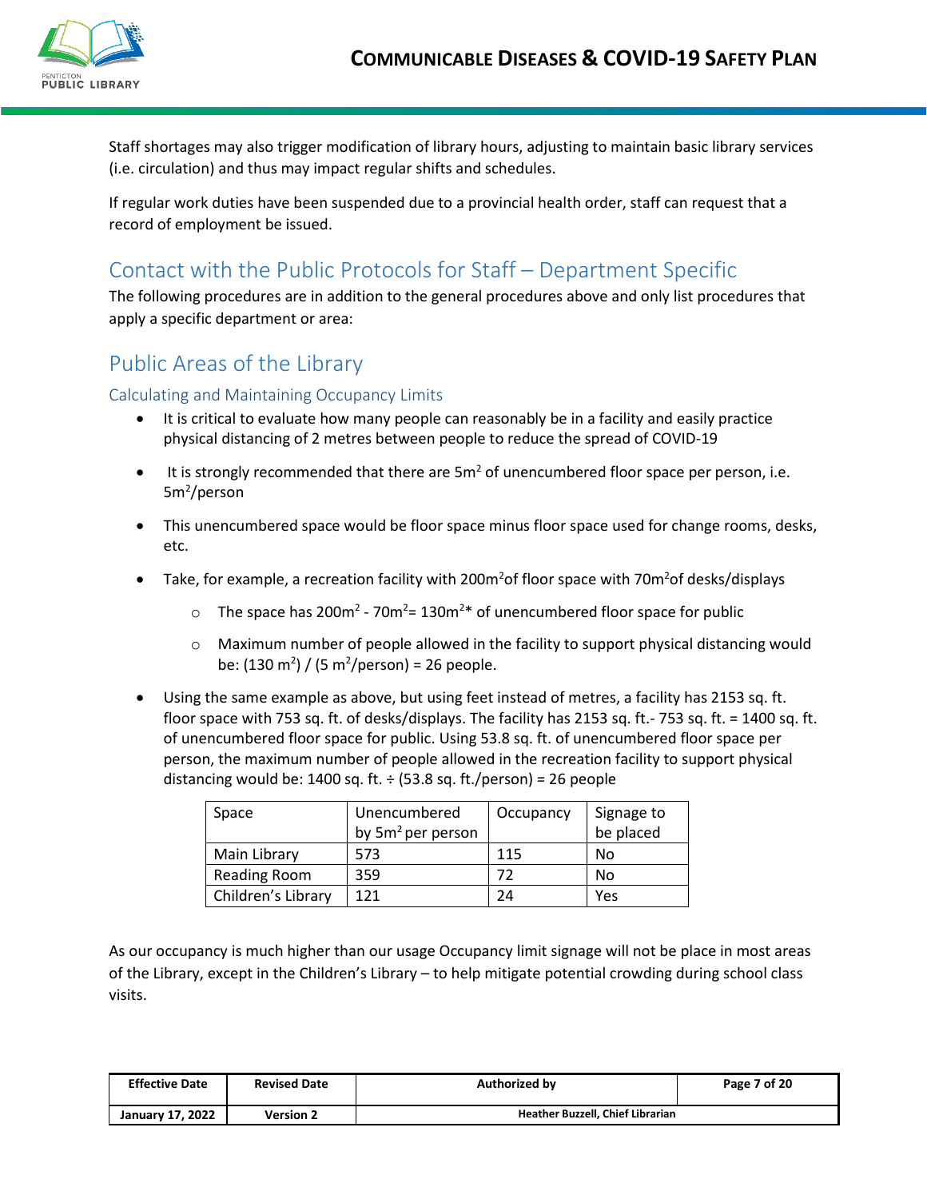Staff shortages may also trigger modification of library hours, adjusting to maintain basic library services (i.e. circulation) and thus may impact regular shifts and schedules.

If regular work duties have been suspended due to a provincial health order, staff can request that a record of employment be issued.

## Contact with the Public Protocols for Staff – Department Specific

The following procedures are in addition to the general procedures above and only list procedures that apply a specific department or area:

## Public Areas of the Library

### Calculating and Maintaining Occupancy Limits

- It is critical to evaluate how many people can reasonably be in a facility and easily practice physical distancing of 2 metres between people to reduce the spread of COVID-19
- It is strongly recommended that there are $5m^2$ of unencumbered floor space per person, i.e. $5m^2$/person
- This unencumbered space would be floor space minus floor space used for change rooms, desks, etc.
- Take, for example, a recreation facility with $200m^2$ of floor space with $70m^2$ of desks/displays
  - The space has $200m^2$ - $70m^2$= $130m^2$* of unencumbered floor space for public
  - Maximum number of people allowed in the facility to support physical distancing would be: ($130\ m^2$) / ($5\ m^2$/person) = 26 people.
- Using the same example as above, but using feet instead of metres, a facility has 2153 sq. ft. floor space with 753 sq. ft. of desks/displays. The facility has 2153 sq. ft.- 753 sq. ft. = 1400 sq. ft. of unencumbered floor space for public. Using 53.8 sq. ft. of unencumbered floor space per person, the maximum number of people allowed in the recreation facility to support physical distancing would be: 1400 sq. ft. ÷ (53.8 sq. ft./person) = 26 people

| Space | Unencumbered by $5m^2$ per person | Occupancy | Signage to be placed |
|---|---|---|---|
| Main Library | 573 | 115 | No |
| Reading Room | 359 | 72 | No |
| Children's Library | 121 | 24 | Yes |

As our occupancy is much higher than our usage Occupancy limit signage will not be place in most areas of the Library, except in the Children's Library – to help mitigate potential crowding during school class visits.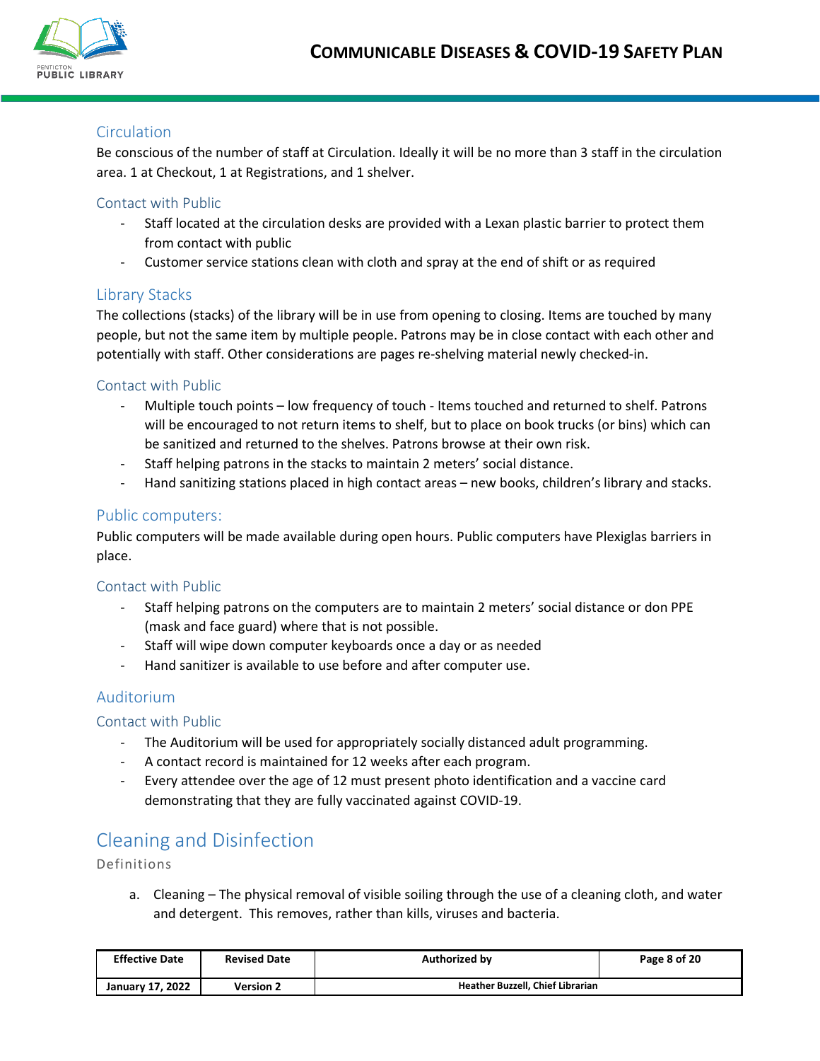### Circulation

Be conscious of the number of staff at Circulation. Ideally it will be no more than 3 staff in the circulation area. 1 at Checkout, 1 at Registrations, and 1 shelver.

#### Contact with Public

- Staff located at the circulation desks are provided with a Lexan plastic barrier to protect them from contact with public
- Customer service stations clean with cloth and spray at the end of shift or as required

### Library Stacks

The collections (stacks) of the library will be in use from opening to closing. Items are touched by many people, but not the same item by multiple people. Patrons may be in close contact with each other and potentially with staff. Other considerations are pages re-shelving material newly checked-in.

#### Contact with Public

- Multiple touch points – low frequency of touch - Items touched and returned to shelf. Patrons will be encouraged to not return items to shelf, but to place on book trucks (or bins) which can be sanitized and returned to the shelves. Patrons browse at their own risk.
- Staff helping patrons in the stacks to maintain 2 meters' social distance.
- Hand sanitizing stations placed in high contact areas – new books, children's library and stacks.

### Public computers:

Public computers will be made available during open hours. Public computers have Plexiglas barriers in place.

#### Contact with Public

- Staff helping patrons on the computers are to maintain 2 meters' social distance or don PPE (mask and face guard) where that is not possible.
- Staff will wipe down computer keyboards once a day or as needed
- Hand sanitizer is available to use before and after computer use.

### Auditorium

#### Contact with Public

- The Auditorium will be used for appropriately socially distanced adult programming.
- A contact record is maintained for 12 weeks after each program.
- Every attendee over the age of 12 must present photo identification and a vaccine card demonstrating that they are fully vaccinated against COVID-19.

## Cleaning and Disinfection

Definitions

a. Cleaning – The physical removal of visible soiling through the use of a cleaning cloth, and water and detergent. This removes, rather than kills, viruses and bacteria.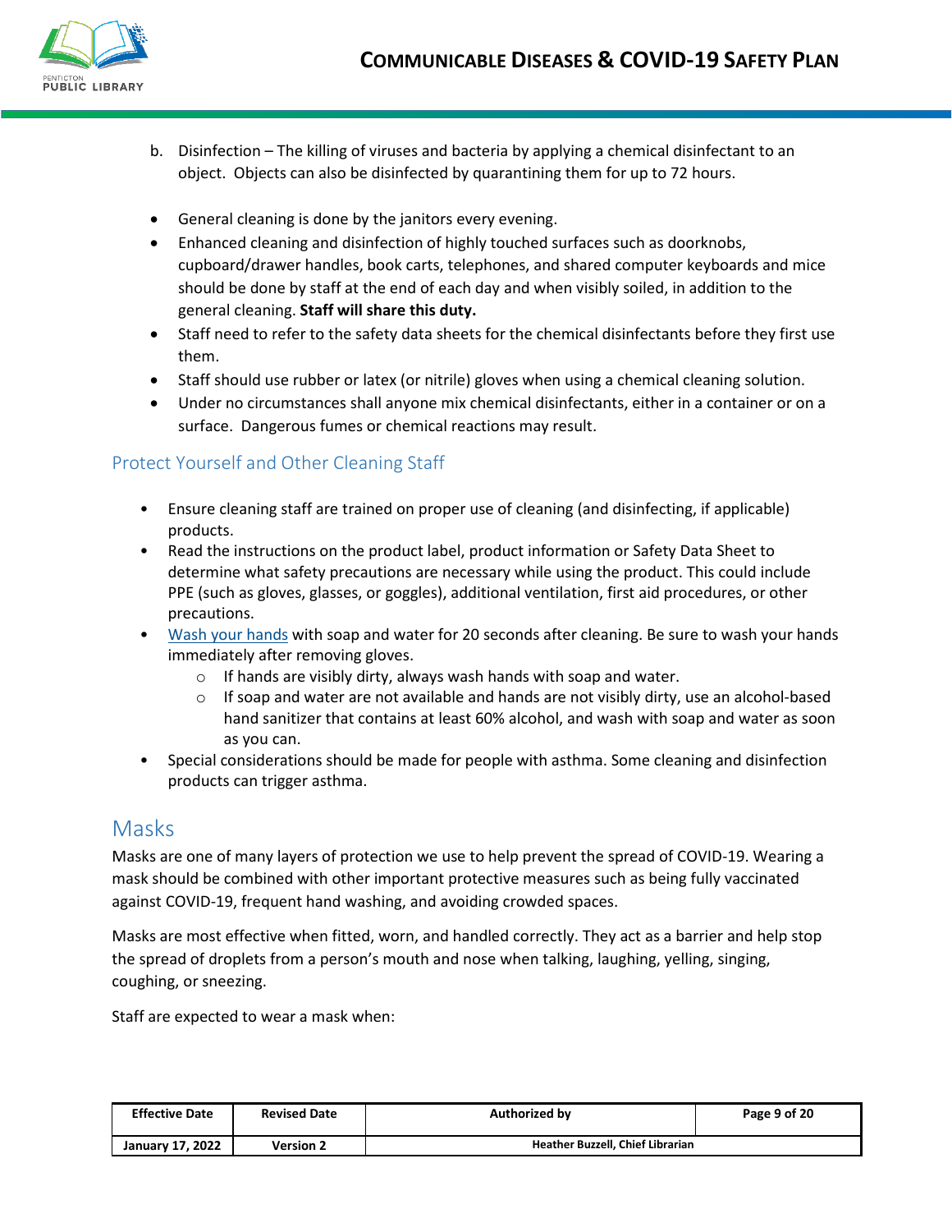b. Disinfection – The killing of viruses and bacteria by applying a chemical disinfectant to an object. Objects can also be disinfected by quarantining them for up to 72 hours.

- General cleaning is done by the janitors every evening.
- Enhanced cleaning and disinfection of highly touched surfaces such as doorknobs, cupboard/drawer handles, book carts, telephones, and shared computer keyboards and mice should be done by staff at the end of each day and when visibly soiled, in addition to the general cleaning. **Staff will share this duty.**
- Staff need to refer to the safety data sheets for the chemical disinfectants before they first use them.
- Staff should use rubber or latex (or nitrile) gloves when using a chemical cleaning solution.
- Under no circumstances shall anyone mix chemical disinfectants, either in a container or on a surface. Dangerous fumes or chemical reactions may result.

### Protect Yourself and Other Cleaning Staff

- Ensure cleaning staff are trained on proper use of cleaning (and disinfecting, if applicable) products.
- Read the instructions on the product label, product information or Safety Data Sheet to determine what safety precautions are necessary while using the product. This could include PPE (such as gloves, glasses, or goggles), additional ventilation, first aid procedures, or other precautions.
- Wash your hands with soap and water for 20 seconds after cleaning. Be sure to wash your hands immediately after removing gloves.
    - If hands are visibly dirty, always wash hands with soap and water.
    - If soap and water are not available and hands are not visibly dirty, use an alcohol-based hand sanitizer that contains at least 60% alcohol, and wash with soap and water as soon as you can.
- Special considerations should be made for people with asthma. Some cleaning and disinfection products can trigger asthma.

## Masks

Masks are one of many layers of protection we use to help prevent the spread of COVID-19. Wearing a mask should be combined with other important protective measures such as being fully vaccinated against COVID-19, frequent hand washing, and avoiding crowded spaces.

Masks are most effective when fitted, worn, and handled correctly. They act as a barrier and help stop the spread of droplets from a person's mouth and nose when talking, laughing, yelling, singing, coughing, or sneezing.

Staff are expected to wear a mask when: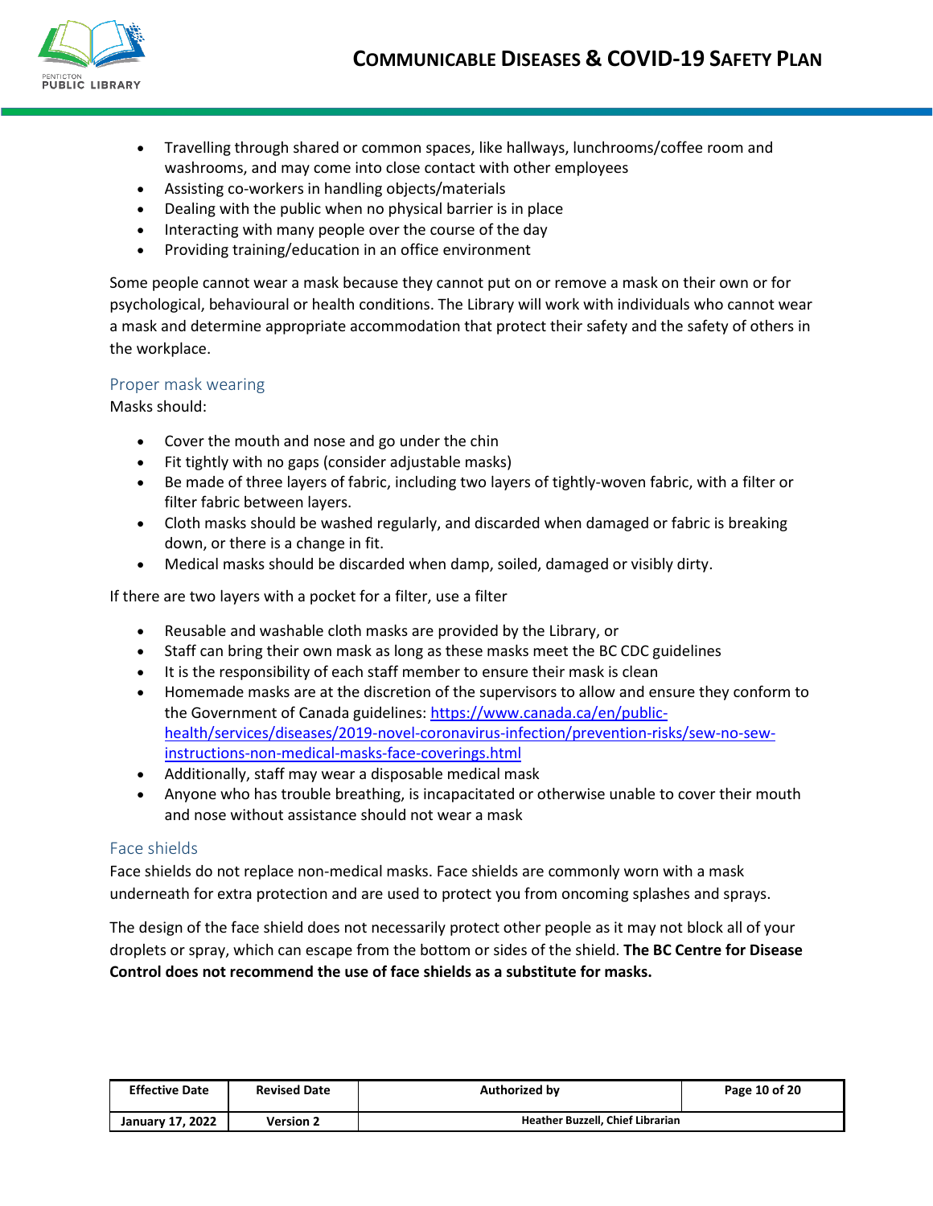- Travelling through shared or common spaces, like hallways, lunchrooms/coffee room and washrooms, and may come into close contact with other employees
- Assisting co-workers in handling objects/materials
- Dealing with the public when no physical barrier is in place
- Interacting with many people over the course of the day
- Providing training/education in an office environment

Some people cannot wear a mask because they cannot put on or remove a mask on their own or for psychological, behavioural or health conditions. The Library will work with individuals who cannot wear a mask and determine appropriate accommodation that protect their safety and the safety of others in the workplace.

### Proper mask wearing

Masks should:

- Cover the mouth and nose and go under the chin
- Fit tightly with no gaps (consider adjustable masks)
- Be made of three layers of fabric, including two layers of tightly-woven fabric, with a filter or filter fabric between layers.
- Cloth masks should be washed regularly, and discarded when damaged or fabric is breaking down, or there is a change in fit.
- Medical masks should be discarded when damp, soiled, damaged or visibly dirty.

If there are two layers with a pocket for a filter, use a filter

- Reusable and washable cloth masks are provided by the Library, or
- Staff can bring their own mask as long as these masks meet the BC CDC guidelines
- It is the responsibility of each staff member to ensure their mask is clean
- Homemade masks are at the discretion of the supervisors to allow and ensure they conform to the Government of Canada guidelines: [https://www.canada.ca/en/public-health/services/diseases/2019-novel-coronavirus-infection/prevention-risks/sew-no-sew-instructions-non-medical-masks-face-coverings.html](https://www.canada.ca/en/public-health/services/diseases/2019-novel-coronavirus-infection/prevention-risks/sew-no-sew-instructions-non-medical-masks-face-coverings.html)
- Additionally, staff may wear a disposable medical mask
- Anyone who has trouble breathing, is incapacitated or otherwise unable to cover their mouth and nose without assistance should not wear a mask

### Face shields

Face shields do not replace non-medical masks. Face shields are commonly worn with a mask underneath for extra protection and are used to protect you from oncoming splashes and sprays.

The design of the face shield does not necessarily protect other people as it may not block all of your droplets or spray, which can escape from the bottom or sides of the shield. **The BC Centre for Disease Control does not recommend the use of face shields as a substitute for masks.**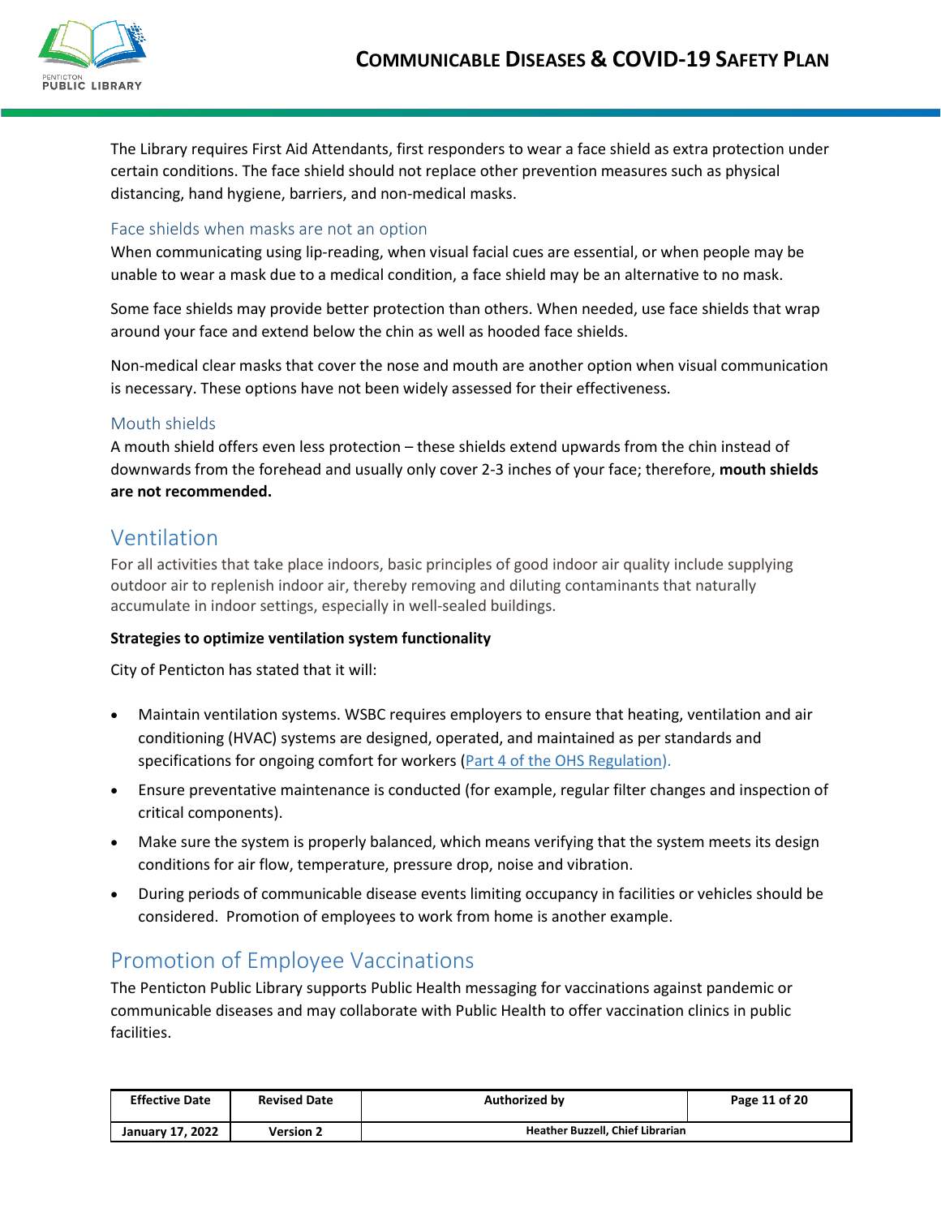The Library requires First Aid Attendants, first responders to wear a face shield as extra protection under certain conditions. The face shield should not replace other prevention measures such as physical distancing, hand hygiene, barriers, and non-medical masks.

### Face shields when masks are not an option

When communicating using lip-reading, when visual facial cues are essential, or when people may be unable to wear a mask due to a medical condition, a face shield may be an alternative to no mask.

Some face shields may provide better protection than others. When needed, use face shields that wrap around your face and extend below the chin as well as hooded face shields.

Non-medical clear masks that cover the nose and mouth are another option when visual communication is necessary. These options have not been widely assessed for their effectiveness.

### Mouth shields

A mouth shield offers even less protection – these shields extend upwards from the chin instead of downwards from the forehead and usually only cover 2-3 inches of your face; therefore, **mouth shields are not recommended.**

## Ventilation

For all activities that take place indoors, basic principles of good indoor air quality include supplying outdoor air to replenish indoor air, thereby removing and diluting contaminants that naturally accumulate in indoor settings, especially in well-sealed buildings.

**Strategies to optimize ventilation system functionality**

City of Penticton has stated that it will:

- Maintain ventilation systems. WSBC requires employers to ensure that heating, ventilation and air conditioning (HVAC) systems are designed, operated, and maintained as per standards and specifications for ongoing comfort for workers (Part 4 of the OHS Regulation).
- Ensure preventative maintenance is conducted (for example, regular filter changes and inspection of critical components).
- Make sure the system is properly balanced, which means verifying that the system meets its design conditions for air flow, temperature, pressure drop, noise and vibration.
- During periods of communicable disease events limiting occupancy in facilities or vehicles should be considered. Promotion of employees to work from home is another example.

## Promotion of Employee Vaccinations

The Penticton Public Library supports Public Health messaging for vaccinations against pandemic or communicable diseases and may collaborate with Public Health to offer vaccination clinics in public facilities.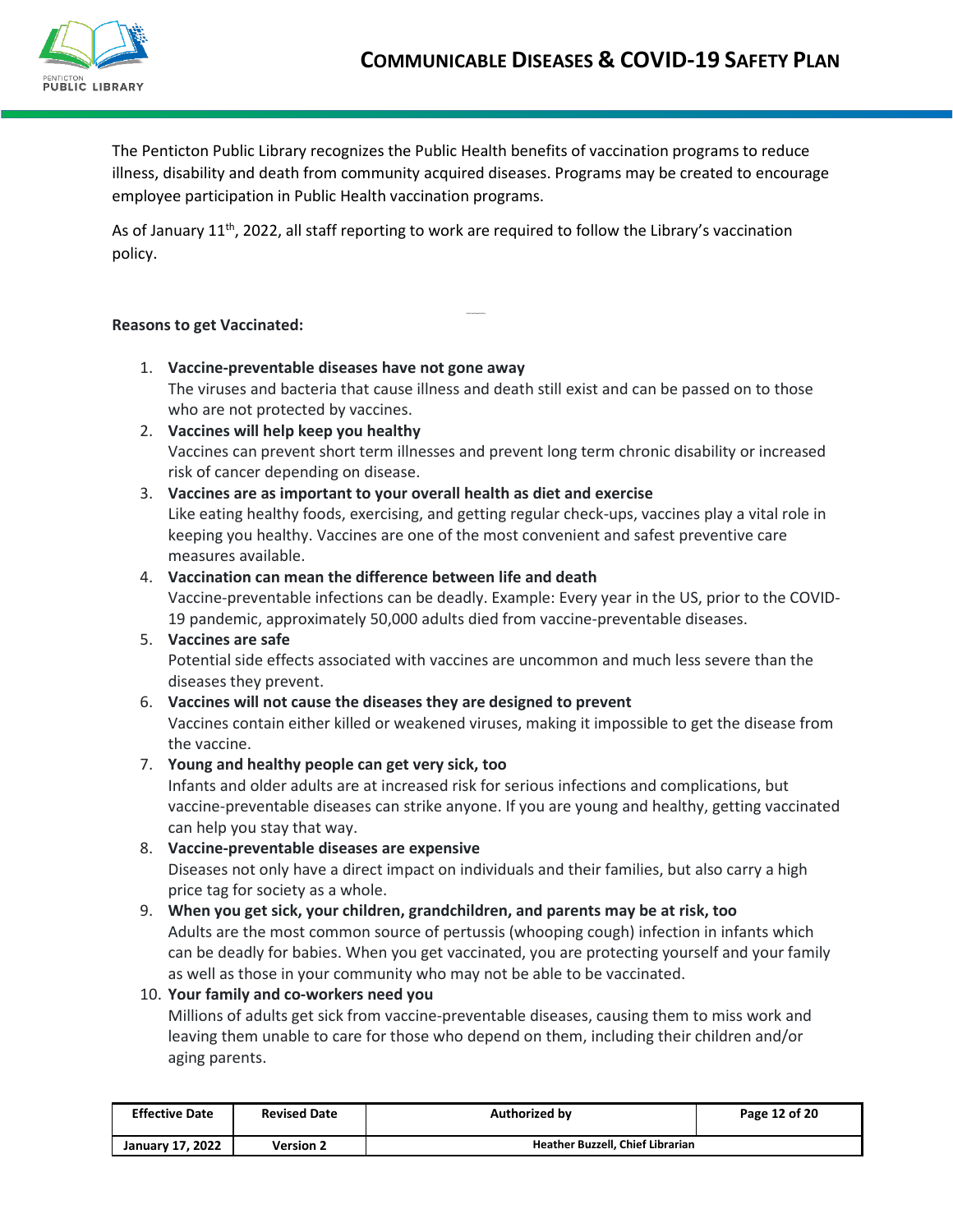The Penticton Public Library recognizes the Public Health benefits of vaccination programs to reduce illness, disability and death from community acquired diseases. Programs may be created to encourage employee participation in Public Health vaccination programs.

As of January 11th, 2022, all staff reporting to work are required to follow the Library's vaccination policy.

**Reasons to get Vaccinated:**

1. **Vaccine-preventable diseases have not gone away**
   The viruses and bacteria that cause illness and death still exist and can be passed on to those who are not protected by vaccines.
2. **Vaccines will help keep you healthy**
   Vaccines can prevent short term illnesses and prevent long term chronic disability or increased risk of cancer depending on disease.
3. **Vaccines are as important to your overall health as diet and exercise**
   Like eating healthy foods, exercising, and getting regular check-ups, vaccines play a vital role in keeping you healthy. Vaccines are one of the most convenient and safest preventive care measures available.
4. **Vaccination can mean the difference between life and death**
   Vaccine-preventable infections can be deadly. Example: Every year in the US, prior to the COVID-19 pandemic, approximately 50,000 adults died from vaccine-preventable diseases.
5. **Vaccines are safe**
   Potential side effects associated with vaccines are uncommon and much less severe than the diseases they prevent.
6. **Vaccines will not cause the diseases they are designed to prevent**
   Vaccines contain either killed or weakened viruses, making it impossible to get the disease from the vaccine.
7. **Young and healthy people can get very sick, too**
   Infants and older adults are at increased risk for serious infections and complications, but vaccine-preventable diseases can strike anyone. If you are young and healthy, getting vaccinated can help you stay that way.
8. **Vaccine-preventable diseases are expensive**
   Diseases not only have a direct impact on individuals and their families, but also carry a high price tag for society as a whole.
9. **When you get sick, your children, grandchildren, and parents may be at risk, too**
   Adults are the most common source of pertussis (whooping cough) infection in infants which can be deadly for babies. When you get vaccinated, you are protecting yourself and your family as well as those in your community who may not be able to be vaccinated.
10. **Your family and co-workers need you**
    Millions of adults get sick from vaccine-preventable diseases, causing them to miss work and leaving them unable to care for those who depend on them, including their children and/or aging parents.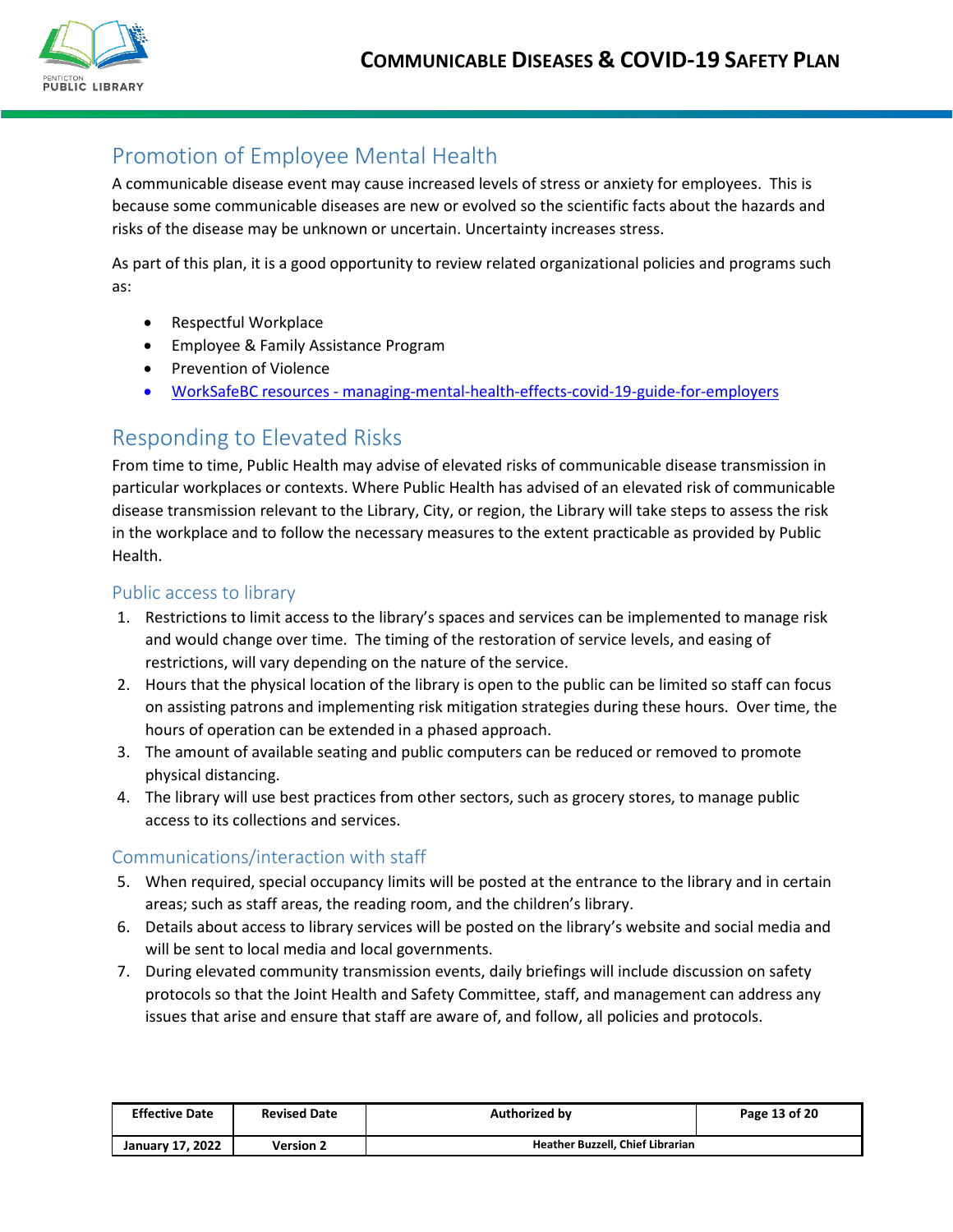## Promotion of Employee Mental Health

A communicable disease event may cause increased levels of stress or anxiety for employees. This is because some communicable diseases are new or evolved so the scientific facts about the hazards and risks of the disease may be unknown or uncertain. Uncertainty increases stress.

As part of this plan, it is a good opportunity to review related organizational policies and programs such as:

- Respectful Workplace
- Employee & Family Assistance Program
- Prevention of Violence
- [WorkSafeBC resources - managing-mental-health-effects-covid-19-guide-for-employers]()

## Responding to Elevated Risks

From time to time, Public Health may advise of elevated risks of communicable disease transmission in particular workplaces or contexts. Where Public Health has advised of an elevated risk of communicable disease transmission relevant to the Library, City, or region, the Library will take steps to assess the risk in the workplace and to follow the necessary measures to the extent practicable as provided by Public Health.

### Public access to library

1. Restrictions to limit access to the library's spaces and services can be implemented to manage risk and would change over time. The timing of the restoration of service levels, and easing of restrictions, will vary depending on the nature of the service.
2. Hours that the physical location of the library is open to the public can be limited so staff can focus on assisting patrons and implementing risk mitigation strategies during these hours. Over time, the hours of operation can be extended in a phased approach.
3. The amount of available seating and public computers can be reduced or removed to promote physical distancing.
4. The library will use best practices from other sectors, such as grocery stores, to manage public access to its collections and services.

### Communications/interaction with staff

5. When required, special occupancy limits will be posted at the entrance to the library and in certain areas; such as staff areas, the reading room, and the children's library.
6. Details about access to library services will be posted on the library's website and social media and will be sent to local media and local governments.
7. During elevated community transmission events, daily briefings will include discussion on safety protocols so that the Joint Health and Safety Committee, staff, and management can address any issues that arise and ensure that staff are aware of, and follow, all policies and protocols.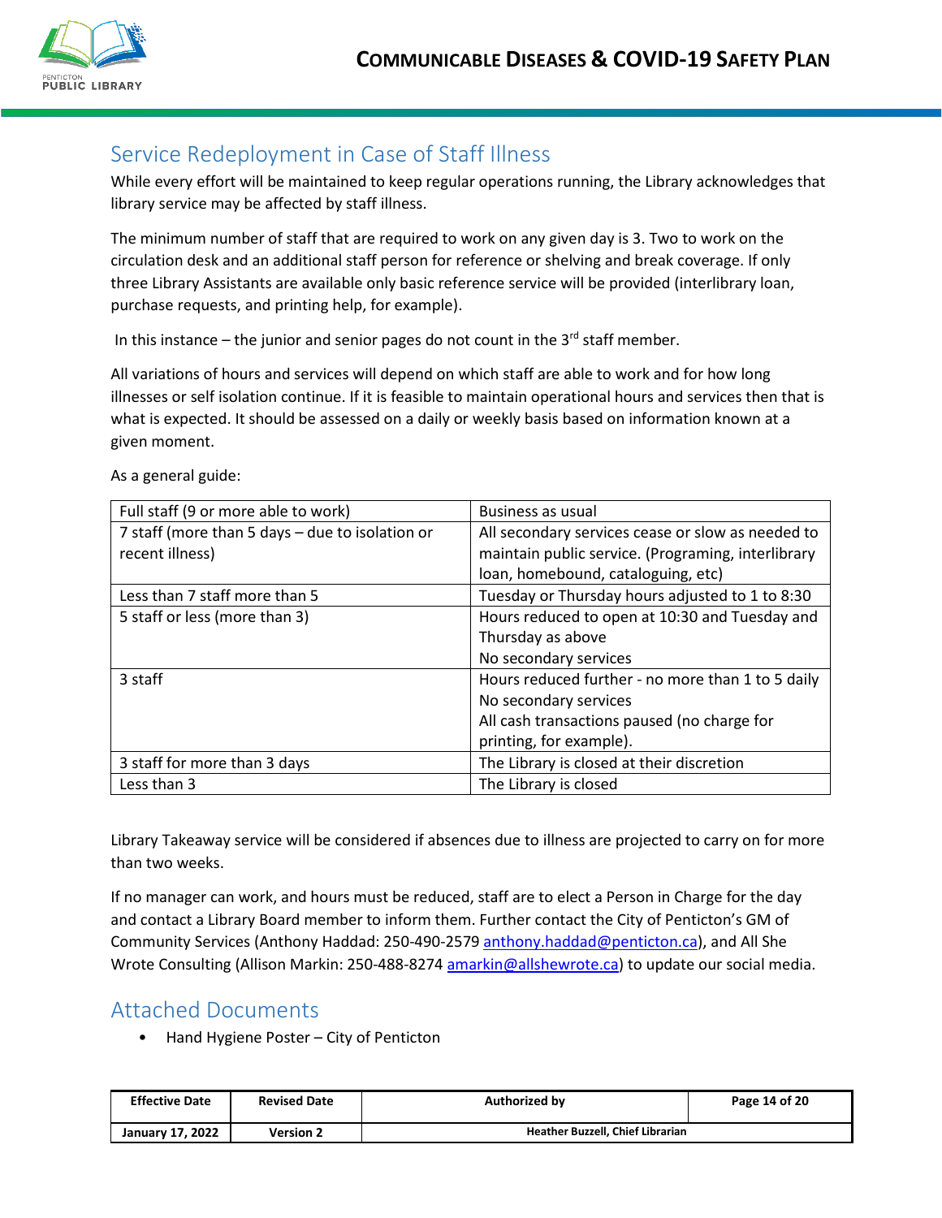## Service Redeployment in Case of Staff Illness

While every effort will be maintained to keep regular operations running, the Library acknowledges that library service may be affected by staff illness.

The minimum number of staff that are required to work on any given day is 3. Two to work on the circulation desk and an additional staff person for reference or shelving and break coverage. If only three Library Assistants are available only basic reference service will be provided (interlibrary loan, purchase requests, and printing help, for example).

In this instance – the junior and senior pages do not count in the 3rd staff member.

All variations of hours and services will depend on which staff are able to work and for how long illnesses or self isolation continue. If it is feasible to maintain operational hours and services then that is what is expected. It should be assessed on a daily or weekly basis based on information known at a given moment.

As a general guide:

| Full staff (9 or more able to work) | Business as usual |
|---|---|
| 7 staff (more than 5 days – due to isolation or recent illness) | All secondary services cease or slow as needed to maintain public service. (Programing, interlibrary loan, homebound, cataloguing, etc) |
| Less than 7 staff more than 5 | Tuesday or Thursday hours adjusted to 1 to 8:30 |
| 5 staff or less (more than 3) | Hours reduced to open at 10:30 and Tuesday and Thursday as above<br>No secondary services |
| 3 staff | Hours reduced further - no more than 1 to 5 daily<br>No secondary services<br>All cash transactions paused (no charge for printing, for example). |
| 3 staff for more than 3 days | The Library is closed at their discretion |
| Less than 3 | The Library is closed |

Library Takeaway service will be considered if absences due to illness are projected to carry on for more than two weeks.

If no manager can work, and hours must be reduced, staff are to elect a Person in Charge for the day and contact a Library Board member to inform them. Further contact the City of Penticton's GM of Community Services (Anthony Haddad: 250-490-2579 anthony.haddad@penticton.ca), and All She Wrote Consulting (Allison Markin: 250-488-8274 amarkin@allshewrote.ca) to update our social media.

## Attached Documents

- Hand Hygiene Poster – City of Penticton

| Effective Date | Revised Date | Authorized by |
|---|---|---|
| January 17, 2022 | Version 2 | Heather Buzzell, Chief Librarian |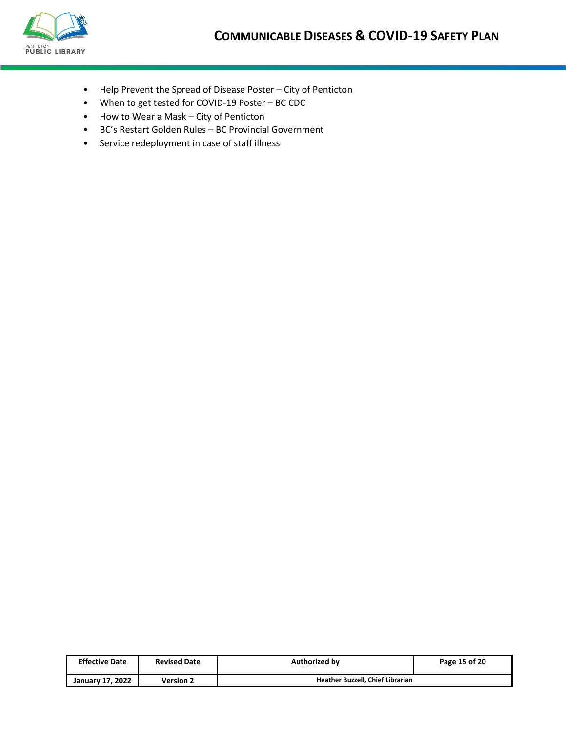- Help Prevent the Spread of Disease Poster – City of Penticton
- When to get tested for COVID-19 Poster – BC CDC
- How to Wear a Mask – City of Penticton
- BC's Restart Golden Rules – BC Provincial Government
- Service redeployment in case of staff illness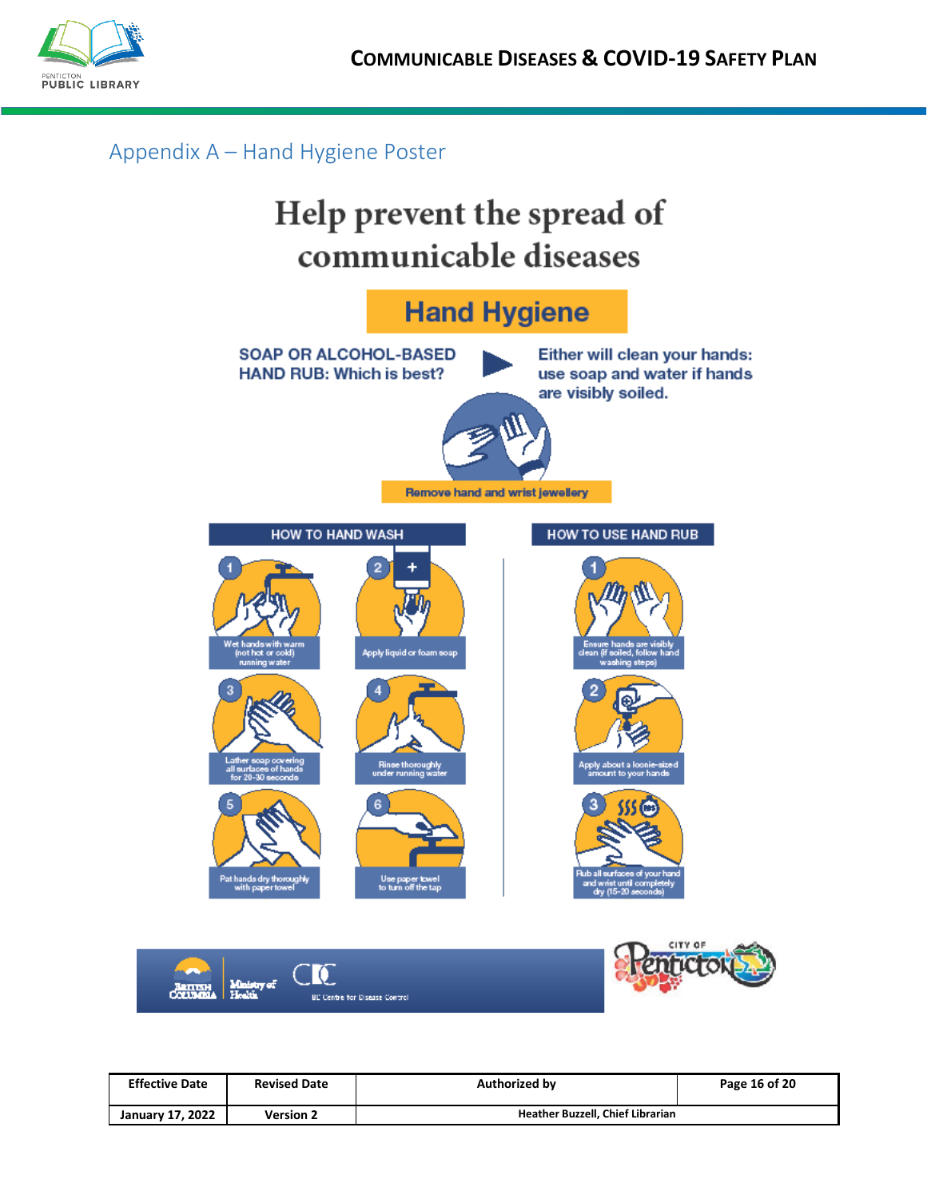## Appendix A – Hand Hygiene Poster

# Help prevent the spread of communicable diseases

## Hand Hygiene

**SOAP OR ALCOHOL-BASED HAND RUB: Which is best?**

**Either will clean your hands: use soap and water if hands are visibly soiled.**

**Remove hand and wrist jewellery**

### HOW TO HAND WASH

1. Wet hands with warm (not hot or cold) running water
2. Apply liquid or foam soap
3. Lather soap covering all surfaces of hands for 20-30 seconds
4. Rinse thoroughly under running water
5. Pat hands dry thoroughly with paper towel
6. Use paper towel to turn off the tap

### HOW TO USE HAND RUB

1. Ensure hands are visibly clean (if soiled, follow hand washing steps)
2. Apply about a loonie-sized amount to your hands
3. Rub all surfaces of your hand and wrist until completely dry (15-20 seconds)

British Columbia Ministry of Health | BC Centre for Disease Control | City of Penticton

| Effective Date | Revised Date | Authorized by | Page 16 of 20 |
|---|---|---|---|
| January 17, 2022 | Version 2 | Heather Buzzell, Chief Librarian | |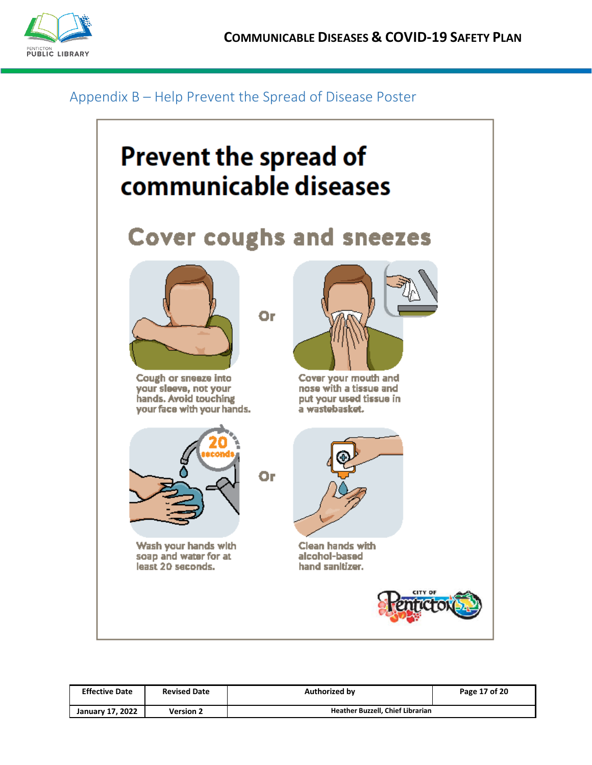## Appendix B – Help Prevent the Spread of Disease Poster

# Prevent the spread of communicable diseases

## Cover coughs and sneezes

Cough or sneeze into your sleeve, not your hands. Avoid touching your face with your hands.

Or

Cover your mouth and nose with a tissue and put your used tissue in a wastebasket.

Wash your hands with soap and water for at least 20 seconds.

Or

Clean hands with alcohol-based hand sanitizer.

| Effective Date | Revised Date | Authorized by |
|---|---|---|
| January 17, 2022 | Version 2 | Heather Buzzell, Chief Librarian |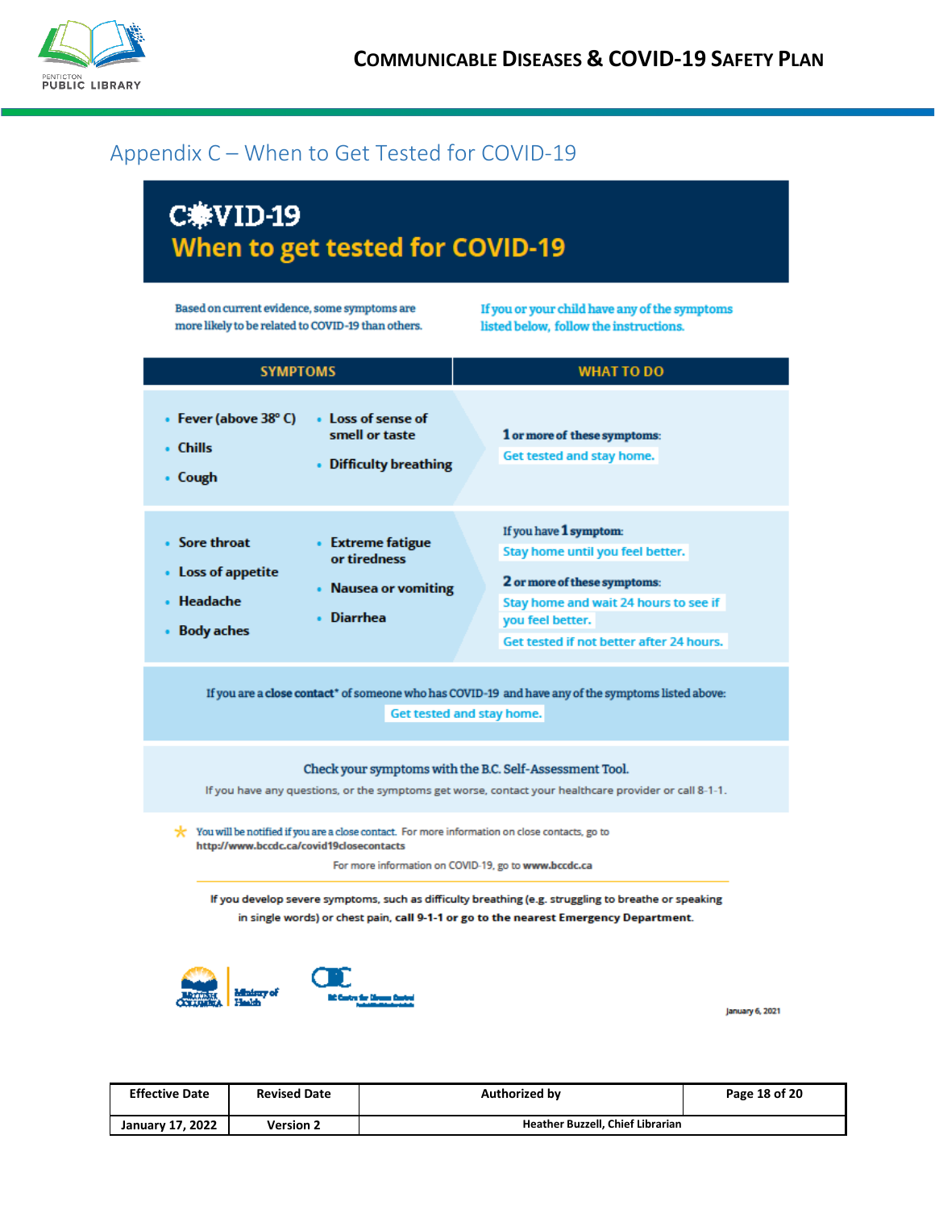## Appendix C – When to Get Tested for COVID-19

# COVID-19
## When to get tested for COVID-19

Based on current evidence, some symptoms are more likely to be related to COVID-19 than others.

If you or your child have any of the symptoms listed below, follow the instructions.

| SYMPTOMS | WHAT TO DO |
|---|---|
| • Fever (above 38° C)<br>• Chills<br>• Cough<br>• Loss of sense of smell or taste<br>• Difficulty breathing | **1** or more of these symptoms:<br>Get tested and stay home. |
| • Sore throat<br>• Loss of appetite<br>• Headache<br>• Body aches<br>• Extreme fatigue or tiredness<br>• Nausea or vomiting<br>• Diarrhea | If you have **1** symptom:<br>Stay home until you feel better.<br>**2** or more of these symptoms:<br>Stay home and wait 24 hours to see if you feel better.<br>Get tested if not better after 24 hours. |

If you are a **close contact*** of someone who has COVID-19 and have any of the symptoms listed above:
Get tested and stay home.

Check your symptoms with the B.C. Self-Assessment Tool.

If you have any questions, or the symptoms get worse, contact your healthcare provider or call 8-1-1.

\* You will be notified if you are a close contact. For more information on close contacts, go to **http://www.bccdc.ca/covid19closecontacts**

For more information on COVID-19, go to **www.bccdc.ca**

If you develop severe symptoms, such as difficulty breathing (e.g. struggling to breathe or speaking in single words) or chest pain, **call 9-1-1 or go to the nearest Emergency Department.**

British Columbia Ministry of Health | BC Centre for Disease Control

January 6, 2021

| Effective Date | Revised Date | Authorized by |
|---|---|---|
| January 17, 2022 | Version 2 | Heather Buzzell, Chief Librarian |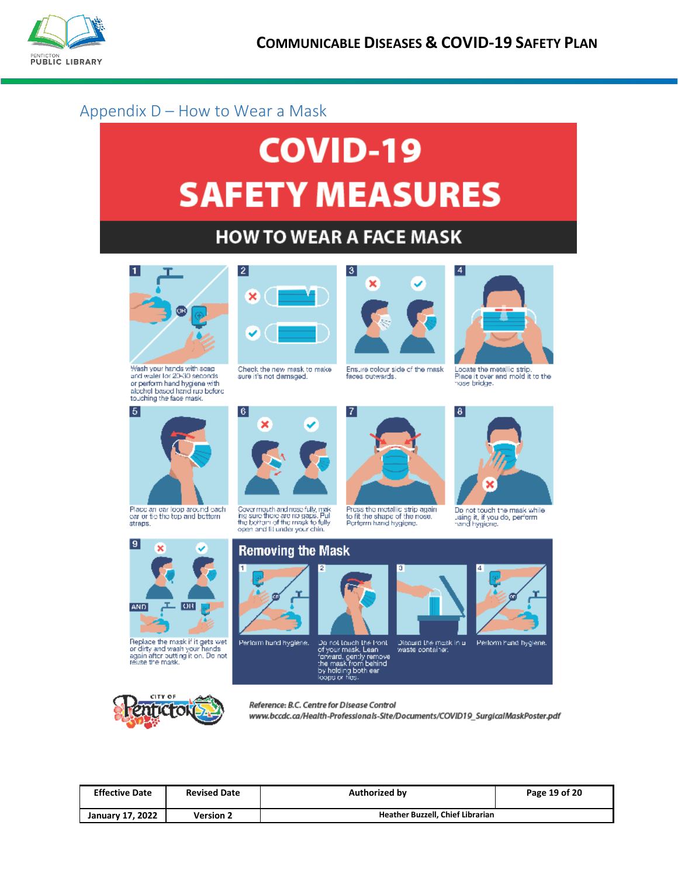## Appendix D – How to Wear a Mask

# COVID-19 SAFETY MEASURES

## HOW TO WEAR A FACE MASK

1. Wash your hands with soap and water for 20-30 seconds or perform hand hygiene with alcohol based hand rub before touching the face mask.
2. Check the new mask to make sure it's not damaged.
3. Ensure colour side of the mask faces outwards.
4. Locate the metallic strip. Place it over and mold it to the nose bridge.
5. Place an ear loop around each ear or tie the top and bottom straps.
6. Cover mouth and nose fully, making sure there are no gaps. Pull the bottom of the mask to fully open and fit under your chin.
7. Press the metallic strip again to fit the shape of the nose. Perform hand hygiene.
8. Do not touch the mask while using it, if you do, perform hand hygiene.
9. Replace the mask if it gets wet or dirty and wash your hands again after putting it on. Do not reuse the mask.

### Removing the Mask

1. Perform hand hygiene.
2. Do not touch the front of your mask. Lean forward, gently remove the mask from behind by holding both ear loops or ties.
3. Discard the mask in a waste container.
4. Perform hand hygiene.

*Reference: B.C. Centre for Disease Control*
*www.bccdc.ca/Health-Professionals-Site/Documents/COVID19_SurgicalMaskPoster.pdf*

| Effective Date | Revised Date | Authorized by |
|---|---|---|
| January 17, 2022 | Version 2 | Heather Buzzell, Chief Librarian |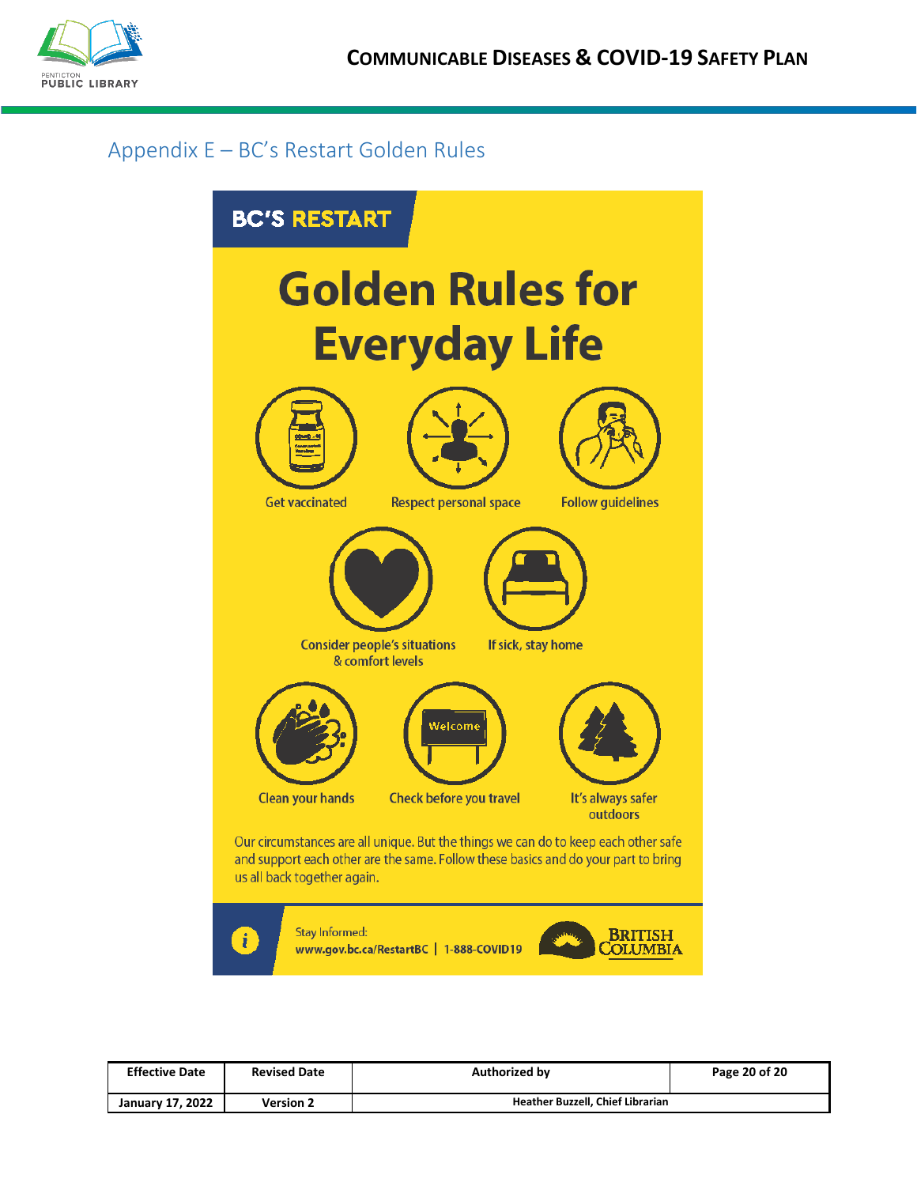## Appendix E – BC's Restart Golden Rules

BC'S RESTART

# Golden Rules for Everyday Life

Get vaccinated

Respect personal space

Follow guidelines

Consider people's situations & comfort levels

If sick, stay home

Clean your hands

Check before you travel

It's always safer outdoors

Our circumstances are all unique. But the things we can do to keep each other safe and support each other are the same. Follow these basics and do your part to bring us all back together again.

Stay Informed:
www.gov.bc.ca/RestartBC | 1-888-COVID19

BRITISH COLUMBIA

| Effective Date | Revised Date | Authorized by | Page 20 of 20 |
|---|---|---|---|
| January 17, 2022 | Version 2 | Heather Buzzell, Chief Librarian | |